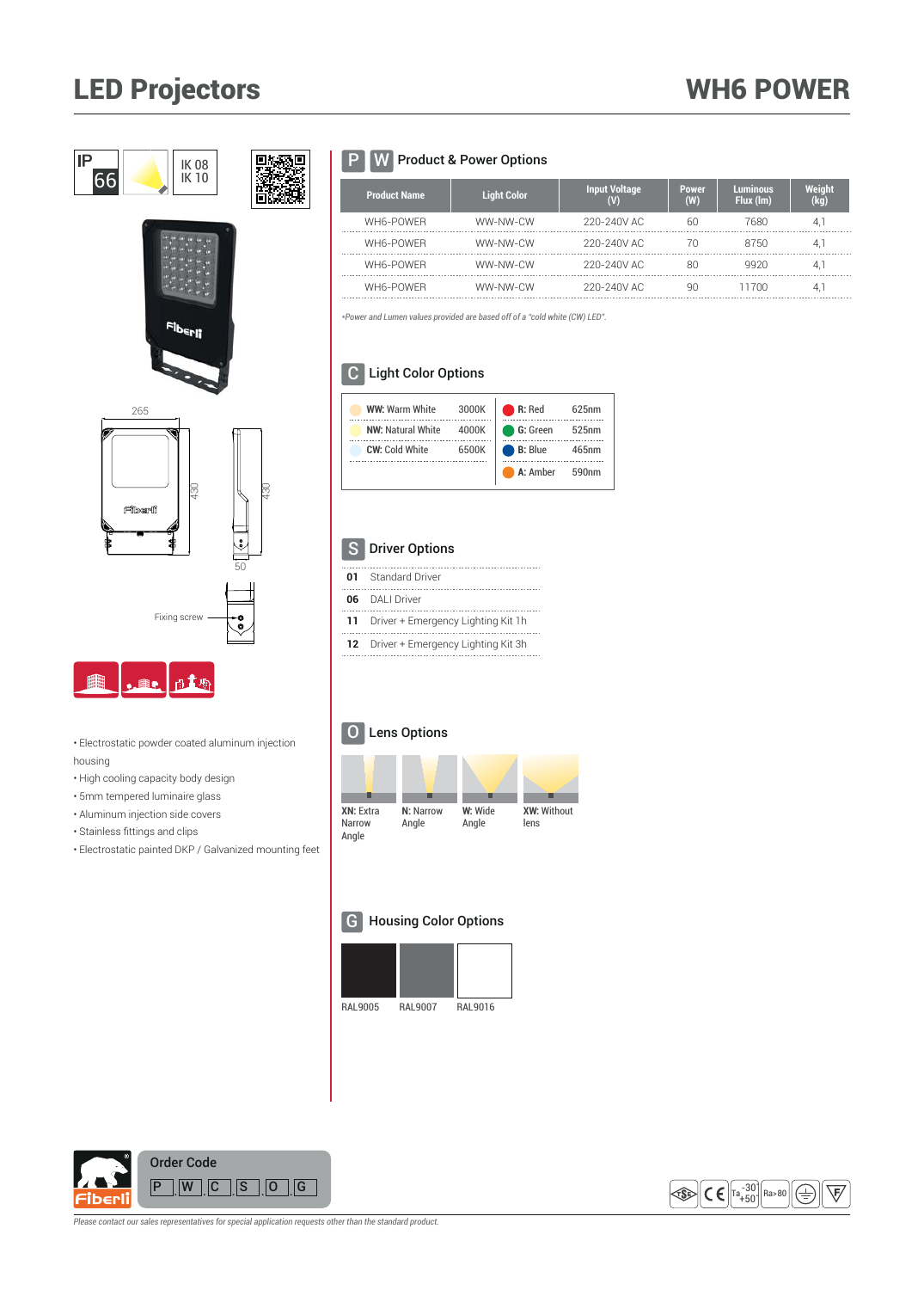# LED Projectors

# WH6 POWER

IP 66 | IK 08 IK 10

265

430

430

50

Fixing screw

- Electrostatic powder coated aluminum injection housing
- High cooling capacity body design
- 5mm tempered luminaire glass
- Aluminum injection side covers
- Stainless fittings and clips
- Electrostatic painted DKP / Galvanized mounting feet

## P W Product & Power Options

| Product Name | Light Color | Input Voltage (V) | Power (W) | Luminous Flux (lm) | Weight (kg) |
|---|---|---|---|---|---|
| WH6-POWER | WW-NW-CW | 220-240V AC | 60 | 7680 | 4,1 |
| WH6-POWER | WW-NW-CW | 220-240V AC | 70 | 8750 | 4,1 |
| WH6-POWER | WW-NW-CW | 220-240V AC | 80 | 9920 | 4,1 |
| WH6-POWER | WW-NW-CW | 220-240V AC | 90 | 11700 | 4,1 |

*Power and Lumen values provided are based off of a "cold white (CW) LED".*

## C Light Color Options

| | | | |
|---|---|---|---|
| **WW:** Warm White | 3000K | **R:** Red | 625nm |
| **NW:** Natural White | 4000K | **G:** Green | 525nm |
| **CW:** Cold White | 6500K | **B:** Blue | 465nm |
| | | **A:** Amber | 590nm |

## S Driver Options

| | |
|---|---|
| **01** | Standard Driver |
| **06** | DALI Driver |
| **11** | Driver + Emergency Lighting Kit 1h |
| **12** | Driver + Emergency Lighting Kit 3h |

## O Lens Options

**XN:** Extra Narrow Angle | **N:** Narrow Angle | **W:** Wide Angle | **XW:** Without lens

## G Housing Color Options

RAL9005 | RAL9007 | RAL9016

**Order Code**

P . W . C . S . O . G

*Please contact our sales representatives for special application requests other than the standard product.*

Ta -30 +50 | Ra>80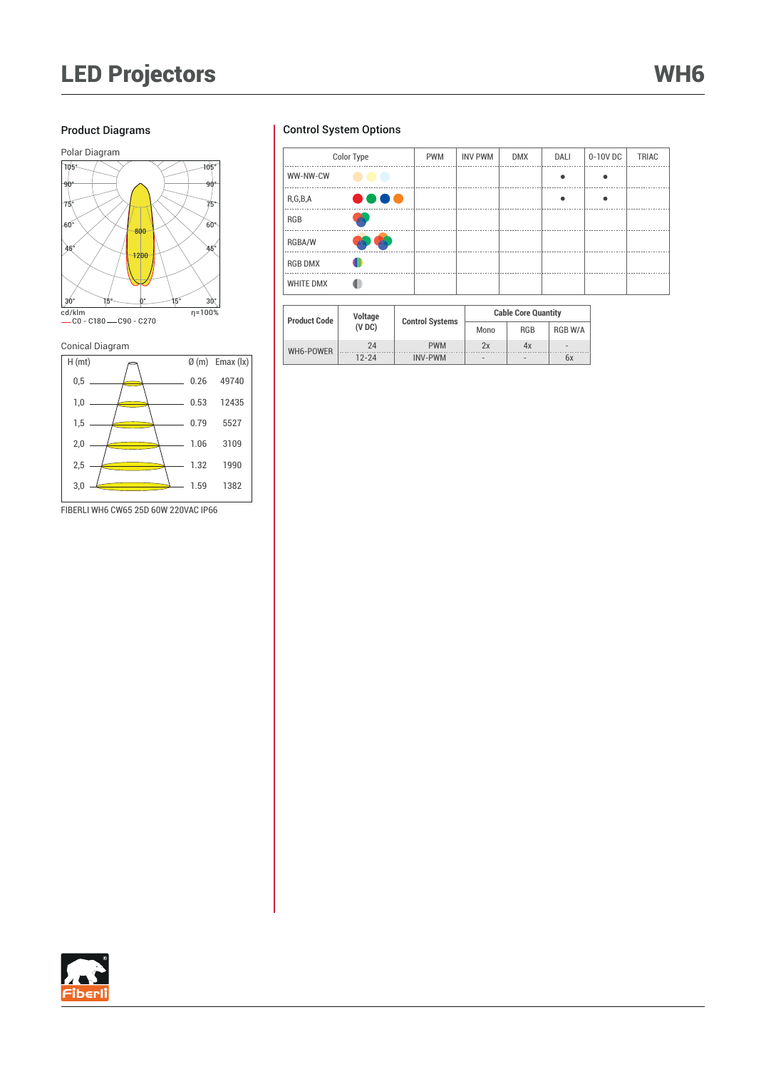# LED Projectors

## WH6

### Product Diagrams

Polar Diagram

105° 105°
90° 90°
75° 75°
60° 60°
45° 45°
800
1200
30° 15° 0° 15° 30°
cd/klm η=100%
C0 - C180 C90 - C270

Conical Diagram

H (mt) Ø (m) Emax (lx)
0,5 0.26 49740
1,0 0.53 12435
1,5 0.79 5527
2,0 1.06 3109
2,5 1.32 1990
3,0 1.59 1382

FIBERLI WH6 CW65 25D 60W 220VAC IP66

### Control System Options

| Color Type | | PWM | INV PWM | DMX | DALI | 0-10V DC | TRIAC |
|---|---|---|---|---|---|---|---|
| WW-NW-CW | | | | | • | • | |
| R,G,B,A | | | | | • | • | |
| RGB | | | | | | | |
| RGBA/W | | | | | | | |
| RGB DMX | | | | | | | |
| WHITE DMX | | | | | | | |

| Product Code | Voltage (V DC) | Control Systems | Cable Core Quantity | | |
|---|---|---|---|---|---|
| | | | Mono | RGB | RGB W/A |
| WH6-POWER | 24 | PWM | 2x | 4x | - |
| | 12-24 | INV-PWM | - | - | 6x |